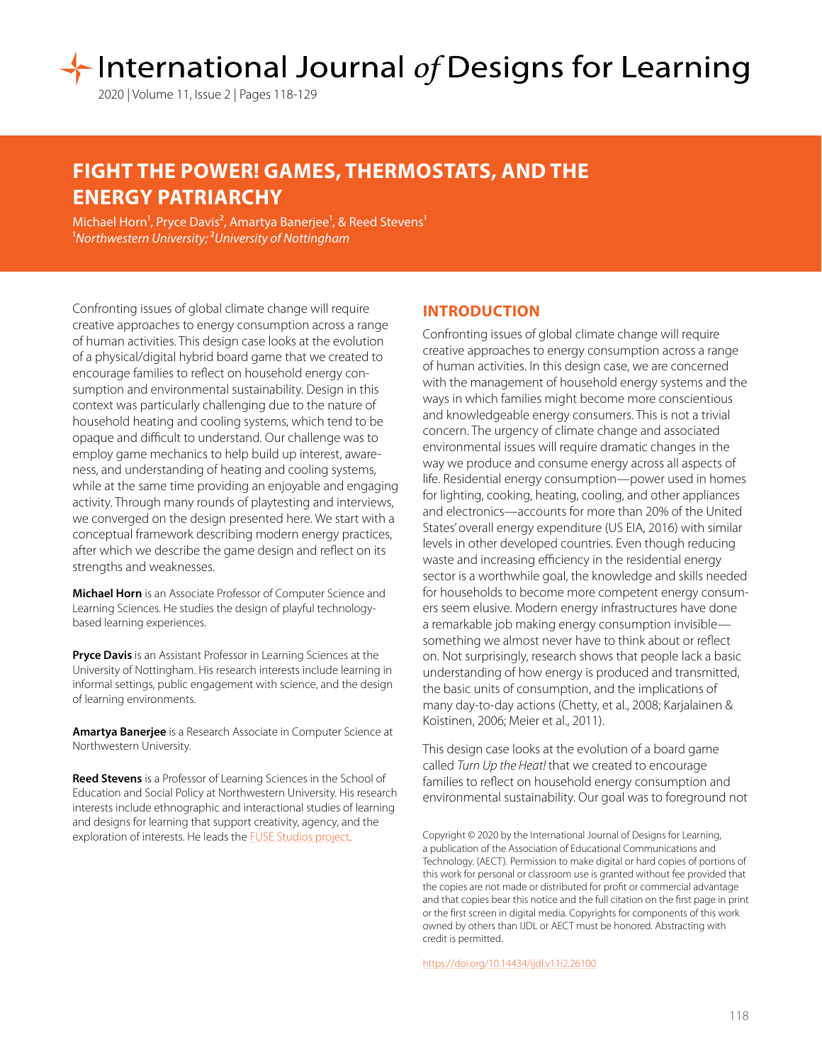# FIGHT THE POWER! GAMES, THERMOSTATS, AND THE ENERGY PATRIARCHY

Michael Horn[1], Pryce Davis[2], Amartya Banerjee[1], & Reed Stevens[1]
[1]*Northwestern University;* [2]*University of Nottingham*

Confronting issues of global climate change will require creative approaches to energy consumption across a range of human activities. This design case looks at the evolution of a physical/digital hybrid board game that we created to encourage families to reflect on household energy consumption and environmental sustainability. Design in this context was particularly challenging due to the nature of household heating and cooling systems, which tend to be opaque and difficult to understand. Our challenge was to employ game mechanics to help build up interest, awareness, and understanding of heating and cooling systems, while at the same time providing an enjoyable and engaging activity. Through many rounds of playtesting and interviews, we converged on the design presented here. We start with a conceptual framework describing modern energy practices, after which we describe the game design and reflect on its strengths and weaknesses.

**Michael Horn** is an Associate Professor of Computer Science and Learning Sciences. He studies the design of playful technology-based learning experiences.

**Pryce Davis** is an Assistant Professor in Learning Sciences at the University of Nottingham. His research interests include learning in informal settings, public engagement with science, and the design of learning environments.

**Amartya Banerjee** is a Research Associate in Computer Science at Northwestern University.

**Reed Stevens** is a Professor of Learning Sciences in the School of Education and Social Policy at Northwestern University. His research interests include ethnographic and interactional studies of learning and designs for learning that support creativity, agency, and the exploration of interests. He leads the FUSE Studios project.

## INTRODUCTION

Confronting issues of global climate change will require creative approaches to energy consumption across a range of human activities. In this design case, we are concerned with the management of household energy systems and the ways in which families might become more conscientious and knowledgeable energy consumers. This is not a trivial concern. The urgency of climate change and associated environmental issues will require dramatic changes in the way we produce and consume energy across all aspects of life. Residential energy consumption—power used in homes for lighting, cooking, heating, cooling, and other appliances and electronics—accounts for more than 20% of the United States' overall energy expenditure (US EIA, 2016) with similar levels in other developed countries. Even though reducing waste and increasing efficiency in the residential energy sector is a worthwhile goal, the knowledge and skills needed for households to become more competent energy consumers seem elusive. Modern energy infrastructures have done a remarkable job making energy consumption invisible—something we almost never have to think about or reflect on. Not surprisingly, research shows that people lack a basic understanding of how energy is produced and transmitted, the basic units of consumption, and the implications of many day-to-day actions (Chetty, et al., 2008; Karjalainen & Koistinen, 2006; Meier et al., 2011).

This design case looks at the evolution of a board game called *Turn Up the Heat!* that we created to encourage families to reflect on household energy consumption and environmental sustainability. Our goal was to foreground not

Copyright © 2020 by the International Journal of Designs for Learning, a publication of the Association of Educational Communications and Technology. (AECT). Permission to make digital or hard copies of portions of this work for personal or classroom use is granted without fee provided that the copies are not made or distributed for profit or commercial advantage and that copies bear this notice and the full citation on the first page in print or the first screen in digital media. Copyrights for components of this work owned by others than IJDL or AECT must be honored. Abstracting with credit is permitted.

https://doi.org/10.14434/ijdl.v11i2.26100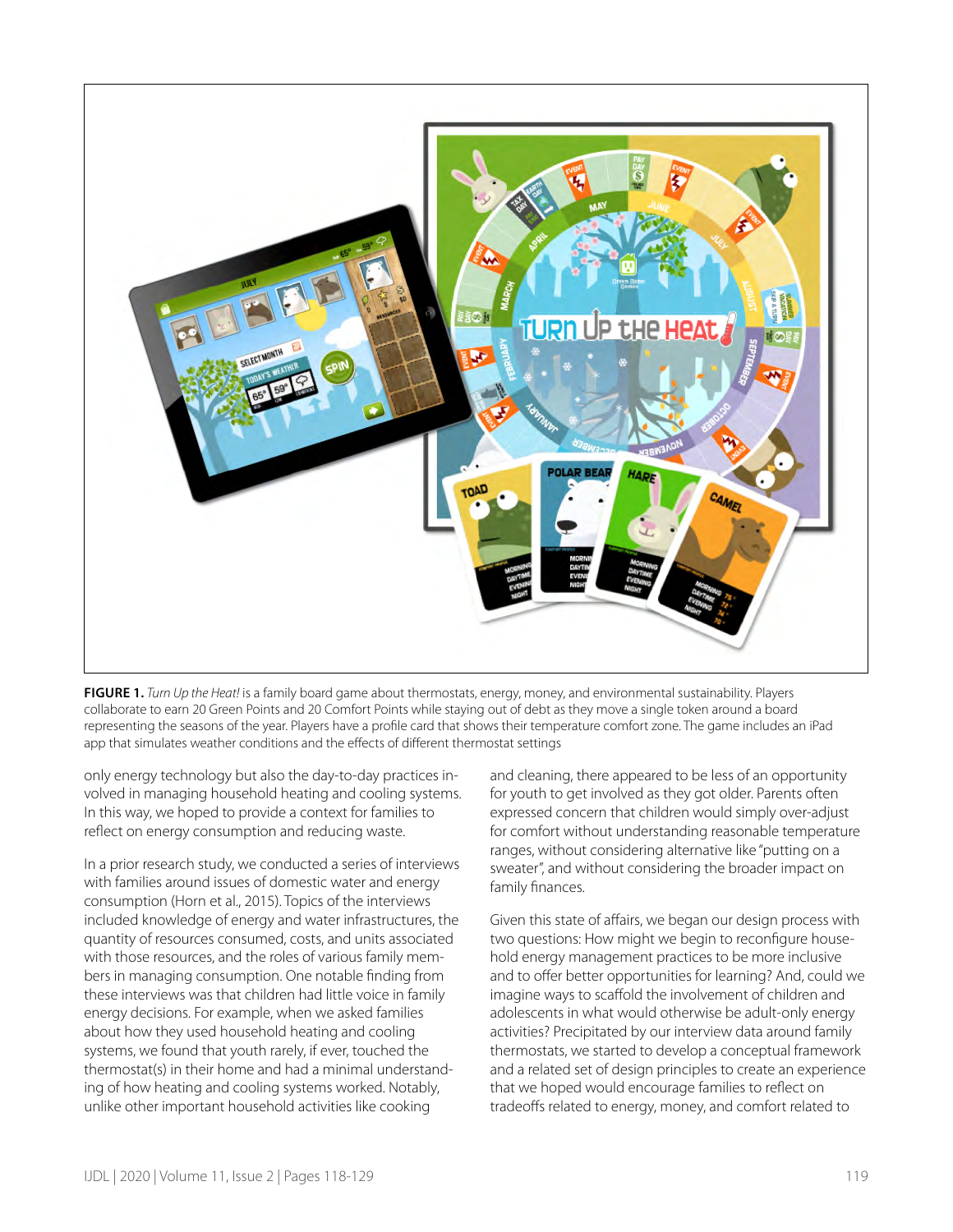**FIGURE 1.** *Turn Up the Heat!* is a family board game about thermostats, energy, money, and environmental sustainability. Players collaborate to earn 20 Green Points and 20 Comfort Points while staying out of debt as they move a single token around a board representing the seasons of the year. Players have a profile card that shows their temperature comfort zone. The game includes an iPad app that simulates weather conditions and the effects of different thermostat settings

only energy technology but also the day-to-day practices involved in managing household heating and cooling systems. In this way, we hoped to provide a context for families to reflect on energy consumption and reducing waste.

In a prior research study, we conducted a series of interviews with families around issues of domestic water and energy consumption (Horn et al., 2015). Topics of the interviews included knowledge of energy and water infrastructures, the quantity of resources consumed, costs, and units associated with those resources, and the roles of various family members in managing consumption. One notable finding from these interviews was that children had little voice in family energy decisions. For example, when we asked families about how they used household heating and cooling systems, we found that youth rarely, if ever, touched the thermostat(s) in their home and had a minimal understanding of how heating and cooling systems worked. Notably, unlike other important household activities like cooking and cleaning, there appeared to be less of an opportunity for youth to get involved as they got older. Parents often expressed concern that children would simply over-adjust for comfort without understanding reasonable temperature ranges, without considering alternative like "putting on a sweater", and without considering the broader impact on family finances.

Given this state of affairs, we began our design process with two questions: How might we begin to reconfigure household energy management practices to be more inclusive and to offer better opportunities for learning? And, could we imagine ways to scaffold the involvement of children and adolescents in what would otherwise be adult-only energy activities? Precipitated by our interview data around family thermostats, we started to develop a conceptual framework and a related set of design principles to create an experience that we hoped would encourage families to reflect on tradeoffs related to energy, money, and comfort related to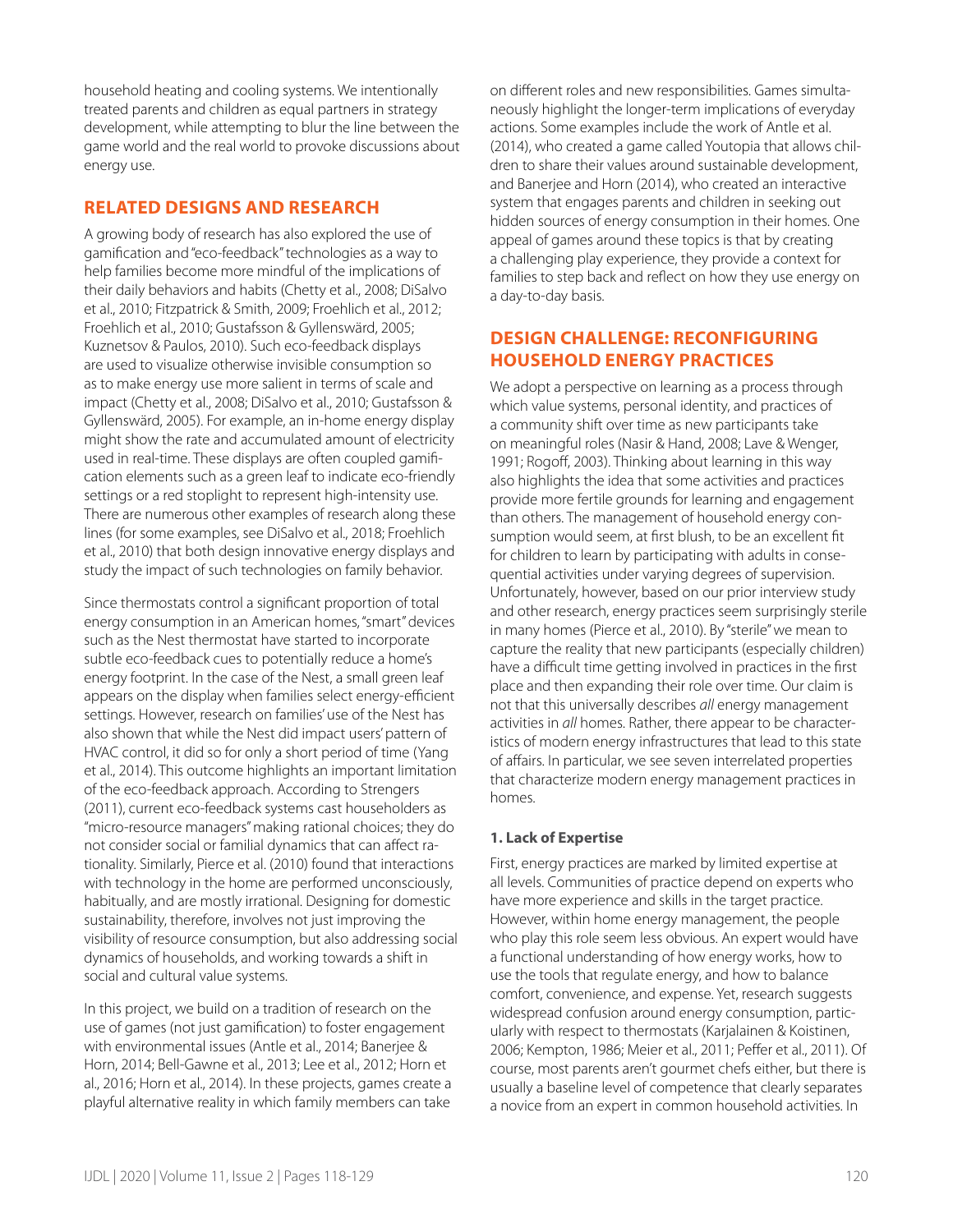household heating and cooling systems. We intentionally treated parents and children as equal partners in strategy development, while attempting to blur the line between the game world and the real world to provoke discussions about energy use.

## RELATED DESIGNS AND RESEARCH

A growing body of research has also explored the use of gamification and "eco-feedback" technologies as a way to help families become more mindful of the implications of their daily behaviors and habits (Chetty et al., 2008; DiSalvo et al., 2010; Fitzpatrick & Smith, 2009; Froehlich et al., 2012; Froehlich et al., 2010; Gustafsson & Gyllenswärd, 2005; Kuznetsov & Paulos, 2010). Such eco-feedback displays are used to visualize otherwise invisible consumption so as to make energy use more salient in terms of scale and impact (Chetty et al., 2008; DiSalvo et al., 2010; Gustafsson & Gyllenswärd, 2005). For example, an in-home energy display might show the rate and accumulated amount of electricity used in real-time. These displays are often coupled gamification elements such as a green leaf to indicate eco-friendly settings or a red stoplight to represent high-intensity use. There are numerous other examples of research along these lines (for some examples, see DiSalvo et al., 2018; Froehlich et al., 2010) that both design innovative energy displays and study the impact of such technologies on family behavior.

Since thermostats control a significant proportion of total energy consumption in an American homes, "smart" devices such as the Nest thermostat have started to incorporate subtle eco-feedback cues to potentially reduce a home's energy footprint. In the case of the Nest, a small green leaf appears on the display when families select energy-efficient settings. However, research on families' use of the Nest has also shown that while the Nest did impact users' pattern of HVAC control, it did so for only a short period of time (Yang et al., 2014). This outcome highlights an important limitation of the eco-feedback approach. According to Strengers (2011), current eco-feedback systems cast householders as "micro-resource managers" making rational choices; they do not consider social or familial dynamics that can affect rationality. Similarly, Pierce et al. (2010) found that interactions with technology in the home are performed unconsciously, habitually, and are mostly irrational. Designing for domestic sustainability, therefore, involves not just improving the visibility of resource consumption, but also addressing social dynamics of households, and working towards a shift in social and cultural value systems.

In this project, we build on a tradition of research on the use of games (not just gamification) to foster engagement with environmental issues (Antle et al., 2014; Banerjee & Horn, 2014; Bell-Gawne et al., 2013; Lee et al., 2012; Horn et al., 2016; Horn et al., 2014). In these projects, games create a playful alternative reality in which family members can take on different roles and new responsibilities. Games simultaneously highlight the longer-term implications of everyday actions. Some examples include the work of Antle et al. (2014), who created a game called Youtopia that allows children to share their values around sustainable development, and Banerjee and Horn (2014), who created an interactive system that engages parents and children in seeking out hidden sources of energy consumption in their homes. One appeal of games around these topics is that by creating a challenging play experience, they provide a context for families to step back and reflect on how they use energy on a day-to-day basis.

## DESIGN CHALLENGE: RECONFIGURING HOUSEHOLD ENERGY PRACTICES

We adopt a perspective on learning as a process through which value systems, personal identity, and practices of a community shift over time as new participants take on meaningful roles (Nasir & Hand, 2008; Lave & Wenger, 1991; Rogoff, 2003). Thinking about learning in this way also highlights the idea that some activities and practices provide more fertile grounds for learning and engagement than others. The management of household energy consumption would seem, at first blush, to be an excellent fit for children to learn by participating with adults in consequential activities under varying degrees of supervision. Unfortunately, however, based on our prior interview study and other research, energy practices seem surprisingly sterile in many homes (Pierce et al., 2010). By "sterile" we mean to capture the reality that new participants (especially children) have a difficult time getting involved in practices in the first place and then expanding their role over time. Our claim is not that this universally describes *all* energy management activities in *all* homes. Rather, there appear to be characteristics of modern energy infrastructures that lead to this state of affairs. In particular, we see seven interrelated properties that characterize modern energy management practices in homes.

### 1. Lack of Expertise

First, energy practices are marked by limited expertise at all levels. Communities of practice depend on experts who have more experience and skills in the target practice. However, within home energy management, the people who play this role seem less obvious. An expert would have a functional understanding of how energy works, how to use the tools that regulate energy, and how to balance comfort, convenience, and expense. Yet, research suggests widespread confusion around energy consumption, particularly with respect to thermostats (Karjalainen & Koistinen, 2006; Kempton, 1986; Meier et al., 2011; Peffer et al., 2011). Of course, most parents aren't gourmet chefs either, but there is usually a baseline level of competence that clearly separates a novice from an expert in common household activities. In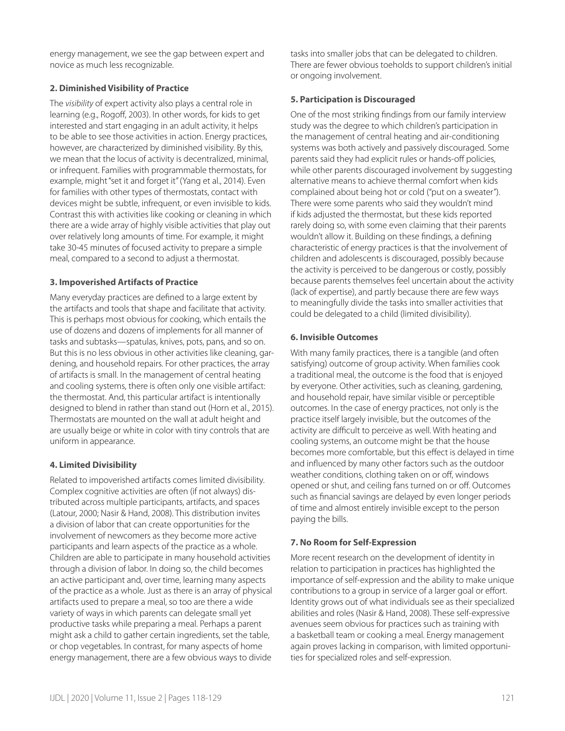energy management, we see the gap between expert and novice as much less recognizable.

### 2. Diminished Visibility of Practice

The *visibility* of expert activity also plays a central role in learning (e.g., Rogoff, 2003). In other words, for kids to get interested and start engaging in an adult activity, it helps to be able to see those activities in action. Energy practices, however, are characterized by diminished visibility. By this, we mean that the locus of activity is decentralized, minimal, or infrequent. Families with programmable thermostats, for example, might "set it and forget it" (Yang et al., 2014). Even for families with other types of thermostats, contact with devices might be subtle, infrequent, or even invisible to kids. Contrast this with activities like cooking or cleaning in which there are a wide array of highly visible activities that play out over relatively long amounts of time. For example, it might take 30-45 minutes of focused activity to prepare a simple meal, compared to a second to adjust a thermostat.

### 3. Impoverished Artifacts of Practice

Many everyday practices are defined to a large extent by the artifacts and tools that shape and facilitate that activity. This is perhaps most obvious for cooking, which entails the use of dozens and dozens of implements for all manner of tasks and subtasks—spatulas, knives, pots, pans, and so on. But this is no less obvious in other activities like cleaning, gardening, and household repairs. For other practices, the array of artifacts is small. In the management of central heating and cooling systems, there is often only one visible artifact: the thermostat. And, this particular artifact is intentionally designed to blend in rather than stand out (Horn et al., 2015). Thermostats are mounted on the wall at adult height and are usually beige or white in color with tiny controls that are uniform in appearance.

### 4. Limited Divisibility

Related to impoverished artifacts comes limited divisibility. Complex cognitive activities are often (if not always) distributed across multiple participants, artifacts, and spaces (Latour, 2000; Nasir & Hand, 2008). This distribution invites a division of labor that can create opportunities for the involvement of newcomers as they become more active participants and learn aspects of the practice as a whole. Children are able to participate in many household activities through a division of labor. In doing so, the child becomes an active participant and, over time, learning many aspects of the practice as a whole. Just as there is an array of physical artifacts used to prepare a meal, so too are there a wide variety of ways in which parents can delegate small yet productive tasks while preparing a meal. Perhaps a parent might ask a child to gather certain ingredients, set the table, or chop vegetables. In contrast, for many aspects of home energy management, there are a few obvious ways to divide tasks into smaller jobs that can be delegated to children. There are fewer obvious toeholds to support children's initial or ongoing involvement.

### 5. Participation is Discouraged

One of the most striking findings from our family interview study was the degree to which children's participation in the management of central heating and air-conditioning systems was both actively and passively discouraged. Some parents said they had explicit rules or hands-off policies, while other parents discouraged involvement by suggesting alternative means to achieve thermal comfort when kids complained about being hot or cold ("put on a sweater"). There were some parents who said they wouldn't mind if kids adjusted the thermostat, but these kids reported rarely doing so, with some even claiming that their parents wouldn't allow it. Building on these findings, a defining characteristic of energy practices is that the involvement of children and adolescents is discouraged, possibly because the activity is perceived to be dangerous or costly, possibly because parents themselves feel uncertain about the activity (lack of expertise), and partly because there are few ways to meaningfully divide the tasks into smaller activities that could be delegated to a child (limited divisibility).

### 6. Invisible Outcomes

With many family practices, there is a tangible (and often satisfying) outcome of group activity. When families cook a traditional meal, the outcome is the food that is enjoyed by everyone. Other activities, such as cleaning, gardening, and household repair, have similar visible or perceptible outcomes. In the case of energy practices, not only is the practice itself largely invisible, but the outcomes of the activity are difficult to perceive as well. With heating and cooling systems, an outcome might be that the house becomes more comfortable, but this effect is delayed in time and influenced by many other factors such as the outdoor weather conditions, clothing taken on or off, windows opened or shut, and ceiling fans turned on or off. Outcomes such as financial savings are delayed by even longer periods of time and almost entirely invisible except to the person paying the bills.

### 7. No Room for Self-Expression

More recent research on the development of identity in relation to participation in practices has highlighted the importance of self-expression and the ability to make unique contributions to a group in service of a larger goal or effort. Identity grows out of what individuals see as their specialized abilities and roles (Nasir & Hand, 2008). These self-expressive avenues seem obvious for practices such as training with a basketball team or cooking a meal. Energy management again proves lacking in comparison, with limited opportunities for specialized roles and self-expression.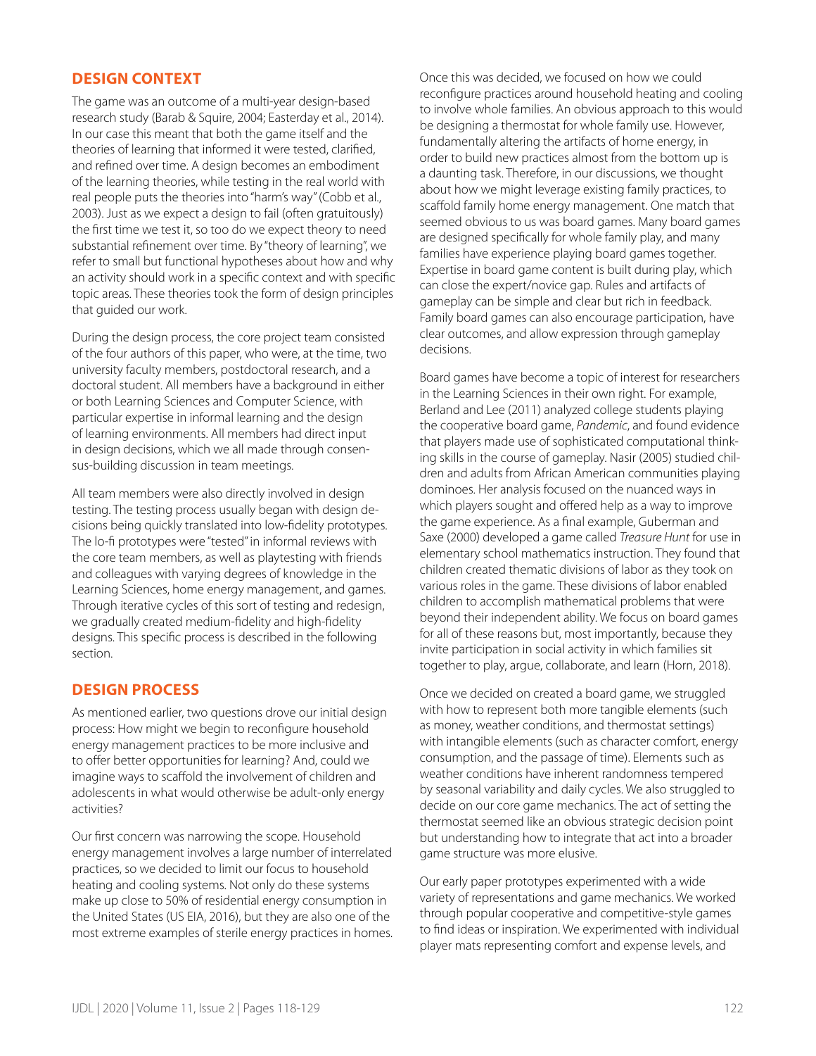## DESIGN CONTEXT

The game was an outcome of a multi-year design-based research study (Barab & Squire, 2004; Easterday et al., 2014). In our case this meant that both the game itself and the theories of learning that informed it were tested, clarified, and refined over time. A design becomes an embodiment of the learning theories, while testing in the real world with real people puts the theories into "harm's way" (Cobb et al., 2003). Just as we expect a design to fail (often gratuitously) the first time we test it, so too do we expect theory to need substantial refinement over time. By "theory of learning", we refer to small but functional hypotheses about how and why an activity should work in a specific context and with specific topic areas. These theories took the form of design principles that guided our work.

During the design process, the core project team consisted of the four authors of this paper, who were, at the time, two university faculty members, postdoctoral research, and a doctoral student. All members have a background in either or both Learning Sciences and Computer Science, with particular expertise in informal learning and the design of learning environments. All members had direct input in design decisions, which we all made through consensus-building discussion in team meetings.

All team members were also directly involved in design testing. The testing process usually began with design decisions being quickly translated into low-fidelity prototypes. The lo-fi prototypes were "tested" in informal reviews with the core team members, as well as playtesting with friends and colleagues with varying degrees of knowledge in the Learning Sciences, home energy management, and games. Through iterative cycles of this sort of testing and redesign, we gradually created medium-fidelity and high-fidelity designs. This specific process is described in the following section.

## DESIGN PROCESS

As mentioned earlier, two questions drove our initial design process: How might we begin to reconfigure household energy management practices to be more inclusive and to offer better opportunities for learning? And, could we imagine ways to scaffold the involvement of children and adolescents in what would otherwise be adult-only energy activities?

Our first concern was narrowing the scope. Household energy management involves a large number of interrelated practices, so we decided to limit our focus to household heating and cooling systems. Not only do these systems make up close to 50% of residential energy consumption in the United States (US EIA, 2016), but they are also one of the most extreme examples of sterile energy practices in homes.

Once this was decided, we focused on how we could reconfigure practices around household heating and cooling to involve whole families. An obvious approach to this would be designing a thermostat for whole family use. However, fundamentally altering the artifacts of home energy, in order to build new practices almost from the bottom up is a daunting task. Therefore, in our discussions, we thought about how we might leverage existing family practices, to scaffold family home energy management. One match that seemed obvious to us was board games. Many board games are designed specifically for whole family play, and many families have experience playing board games together. Expertise in board game content is built during play, which can close the expert/novice gap. Rules and artifacts of gameplay can be simple and clear but rich in feedback. Family board games can also encourage participation, have clear outcomes, and allow expression through gameplay decisions.

Board games have become a topic of interest for researchers in the Learning Sciences in their own right. For example, Berland and Lee (2011) analyzed college students playing the cooperative board game, *Pandemic*, and found evidence that players made use of sophisticated computational thinking skills in the course of gameplay. Nasir (2005) studied children and adults from African American communities playing dominoes. Her analysis focused on the nuanced ways in which players sought and offered help as a way to improve the game experience. As a final example, Guberman and Saxe (2000) developed a game called *Treasure Hunt* for use in elementary school mathematics instruction. They found that children created thematic divisions of labor as they took on various roles in the game. These divisions of labor enabled children to accomplish mathematical problems that were beyond their independent ability. We focus on board games for all of these reasons but, most importantly, because they invite participation in social activity in which families sit together to play, argue, collaborate, and learn (Horn, 2018).

Once we decided on created a board game, we struggled with how to represent both more tangible elements (such as money, weather conditions, and thermostat settings) with intangible elements (such as character comfort, energy consumption, and the passage of time). Elements such as weather conditions have inherent randomness tempered by seasonal variability and daily cycles. We also struggled to decide on our core game mechanics. The act of setting the thermostat seemed like an obvious strategic decision point but understanding how to integrate that act into a broader game structure was more elusive.

Our early paper prototypes experimented with a wide variety of representations and game mechanics. We worked through popular cooperative and competitive-style games to find ideas or inspiration. We experimented with individual player mats representing comfort and expense levels, and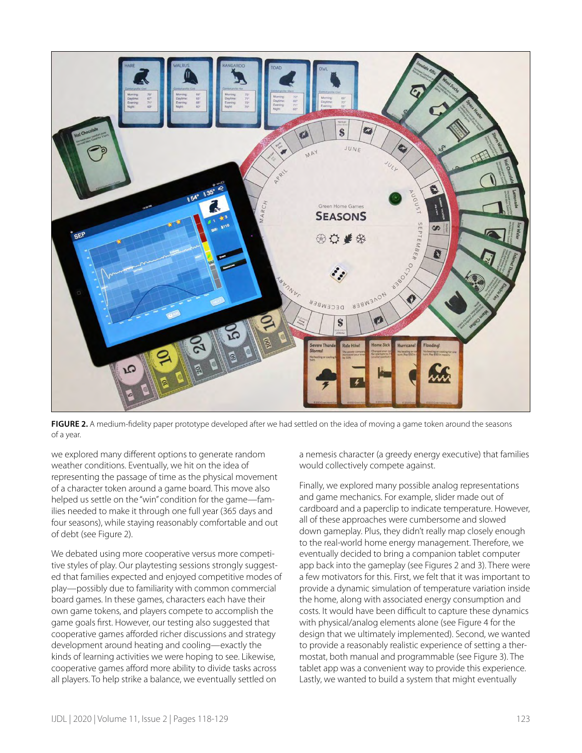**FIGURE 2.** A medium-fidelity paper prototype developed after we had settled on the idea of moving a game token around the seasons of a year.

we explored many different options to generate random weather conditions. Eventually, we hit on the idea of representing the passage of time as the physical movement of a character token around a game board. This move also helped us settle on the "win" condition for the game—families needed to make it through one full year (365 days and four seasons), while staying reasonably comfortable and out of debt (see Figure 2).

We debated using more cooperative versus more competitive styles of play. Our playtesting sessions strongly suggested that families expected and enjoyed competitive modes of play—possibly due to familiarity with common commercial board games. In these games, characters each have their own game tokens, and players compete to accomplish the game goals first. However, our testing also suggested that cooperative games afforded richer discussions and strategy development around heating and cooling—exactly the kinds of learning activities we were hoping to see. Likewise, cooperative games afford more ability to divide tasks across all players. To help strike a balance, we eventually settled on a nemesis character (a greedy energy executive) that families would collectively compete against.

Finally, we explored many possible analog representations and game mechanics. For example, slider made out of cardboard and a paperclip to indicate temperature. However, all of these approaches were cumbersome and slowed down gameplay. Plus, they didn't really map closely enough to the real-world home energy management. Therefore, we eventually decided to bring a companion tablet computer app back into the gameplay (see Figures 2 and 3). There were a few motivators for this. First, we felt that it was important to provide a dynamic simulation of temperature variation inside the home, along with associated energy consumption and costs. It would have been difficult to capture these dynamics with physical/analog elements alone (see Figure 4 for the design that we ultimately implemented). Second, we wanted to provide a reasonably realistic experience of setting a thermostat, both manual and programmable (see Figure 3). The tablet app was a convenient way to provide this experience. Lastly, we wanted to build a system that might eventually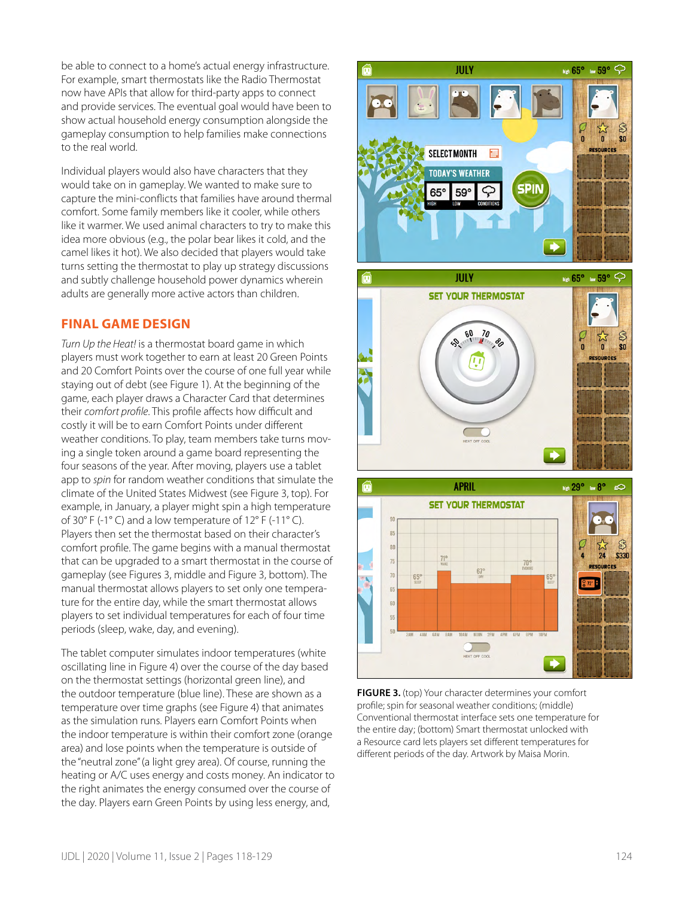be able to connect to a home's actual energy infrastructure. For example, smart thermostats like the Radio Thermostat now have APIs that allow for third-party apps to connect and provide services. The eventual goal would have been to show actual household energy consumption alongside the gameplay consumption to help families make connections to the real world.

Individual players would also have characters that they would take on in gameplay. We wanted to make sure to capture the mini-conflicts that families have around thermal comfort. Some family members like it cooler, while others like it warmer. We used animal characters to try to make this idea more obvious (e.g., the polar bear likes it cold, and the camel likes it hot). We also decided that players would take turns setting the thermostat to play up strategy discussions and subtly challenge household power dynamics wherein adults are generally more active actors than children.

## FINAL GAME DESIGN

*Turn Up the Heat!* is a thermostat board game in which players must work together to earn at least 20 Green Points and 20 Comfort Points over the course of one full year while staying out of debt (see Figure 1). At the beginning of the game, each player draws a Character Card that determines their *comfort profile*. This profile affects how difficult and costly it will be to earn Comfort Points under different weather conditions. To play, team members take turns moving a single token around a game board representing the four seasons of the year. After moving, players use a tablet app to *spin* for random weather conditions that simulate the climate of the United States Midwest (see Figure 3, top). For example, in January, a player might spin a high temperature of 30° F (-1° C) and a low temperature of 12° F (-11° C). Players then set the thermostat based on their character's comfort profile. The game begins with a manual thermostat that can be upgraded to a smart thermostat in the course of gameplay (see Figures 3, middle and Figure 3, bottom). The manual thermostat allows players to set only one temperature for the entire day, while the smart thermostat allows players to set individual temperatures for each of four time periods (sleep, wake, day, and evening).

The tablet computer simulates indoor temperatures (white oscillating line in Figure 4) over the course of the day based on the thermostat settings (horizontal green line), and the outdoor temperature (blue line). These are shown as a temperature over time graphs (see Figure 4) that animates as the simulation runs. Players earn Comfort Points when the indoor temperature is within their comfort zone (orange area) and lose points when the temperature is outside of the "neutral zone" (a light grey area). Of course, running the heating or A/C uses energy and costs money. An indicator to the right animates the energy consumed over the course of the day. Players earn Green Points by using less energy, and,

**FIGURE 3.** (top) Your character determines your comfort profile; spin for seasonal weather conditions; (middle) Conventional thermostat interface sets one temperature for the entire day; (bottom) Smart thermostat unlocked with a Resource card lets players set different temperatures for different periods of the day. Artwork by Maisa Morin.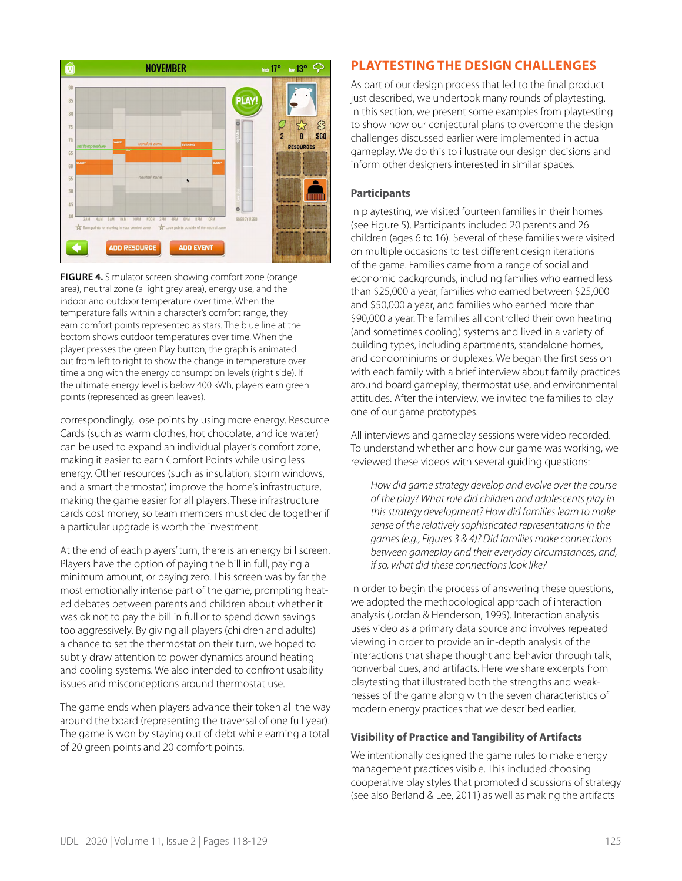**FIGURE 4.** Simulator screen showing comfort zone (orange area), neutral zone (a light grey area), energy use, and the indoor and outdoor temperature over time. When the temperature falls within a character's comfort range, they earn comfort points represented as stars. The blue line at the bottom shows outdoor temperatures over time. When the player presses the green Play button, the graph is animated out from left to right to show the change in temperature over time along with the energy consumption levels (right side). If the ultimate energy level is below 400 kWh, players earn green points (represented as green leaves).

correspondingly, lose points by using more energy. Resource Cards (such as warm clothes, hot chocolate, and ice water) can be used to expand an individual player's comfort zone, making it easier to earn Comfort Points while using less energy. Other resources (such as insulation, storm windows, and a smart thermostat) improve the home's infrastructure, making the game easier for all players. These infrastructure cards cost money, so team members must decide together if a particular upgrade is worth the investment.

At the end of each players' turn, there is an energy bill screen. Players have the option of paying the bill in full, paying a minimum amount, or paying zero. This screen was by far the most emotionally intense part of the game, prompting heated debates between parents and children about whether it was ok not to pay the bill in full or to spend down savings too aggressively. By giving all players (children and adults) a chance to set the thermostat on their turn, we hoped to subtly draw attention to power dynamics around heating and cooling systems. We also intended to confront usability issues and misconceptions around thermostat use.

The game ends when players advance their token all the way around the board (representing the traversal of one full year). The game is won by staying out of debt while earning a total of 20 green points and 20 comfort points.

## PLAYTESTING THE DESIGN CHALLENGES

As part of our design process that led to the final product just described, we undertook many rounds of playtesting. In this section, we present some examples from playtesting to show how our conjectural plans to overcome the design challenges discussed earlier were implemented in actual gameplay. We do this to illustrate our design decisions and inform other designers interested in similar spaces.

### Participants

In playtesting, we visited fourteen families in their homes (see Figure 5). Participants included 20 parents and 26 children (ages 6 to 16). Several of these families were visited on multiple occasions to test different design iterations of the game. Families came from a range of social and economic backgrounds, including families who earned less than $25,000 a year, families who earned between $25,000 and $50,000 a year, and families who earned more than $90,000 a year. The families all controlled their own heating (and sometimes cooling) systems and lived in a variety of building types, including apartments, standalone homes, and condominiums or duplexes. We began the first session with each family with a brief interview about family practices around board gameplay, thermostat use, and environmental attitudes. After the interview, we invited the families to play one of our game prototypes.

All interviews and gameplay sessions were video recorded. To understand whether and how our game was working, we reviewed these videos with several guiding questions:

> *How did game strategy develop and evolve over the course of the play? What role did children and adolescents play in this strategy development? How did families learn to make sense of the relatively sophisticated representations in the games (e.g., Figures 3 & 4)? Did families make connections between gameplay and their everyday circumstances, and, if so, what did these connections look like?*

In order to begin the process of answering these questions, we adopted the methodological approach of interaction analysis (Jordan & Henderson, 1995). Interaction analysis uses video as a primary data source and involves repeated viewing in order to provide an in-depth analysis of the interactions that shape thought and behavior through talk, nonverbal cues, and artifacts. Here we share excerpts from playtesting that illustrated both the strengths and weaknesses of the game along with the seven characteristics of modern energy practices that we described earlier.

### Visibility of Practice and Tangibility of Artifacts

We intentionally designed the game rules to make energy management practices visible. This included choosing cooperative play styles that promoted discussions of strategy (see also Berland & Lee, 2011) as well as making the artifacts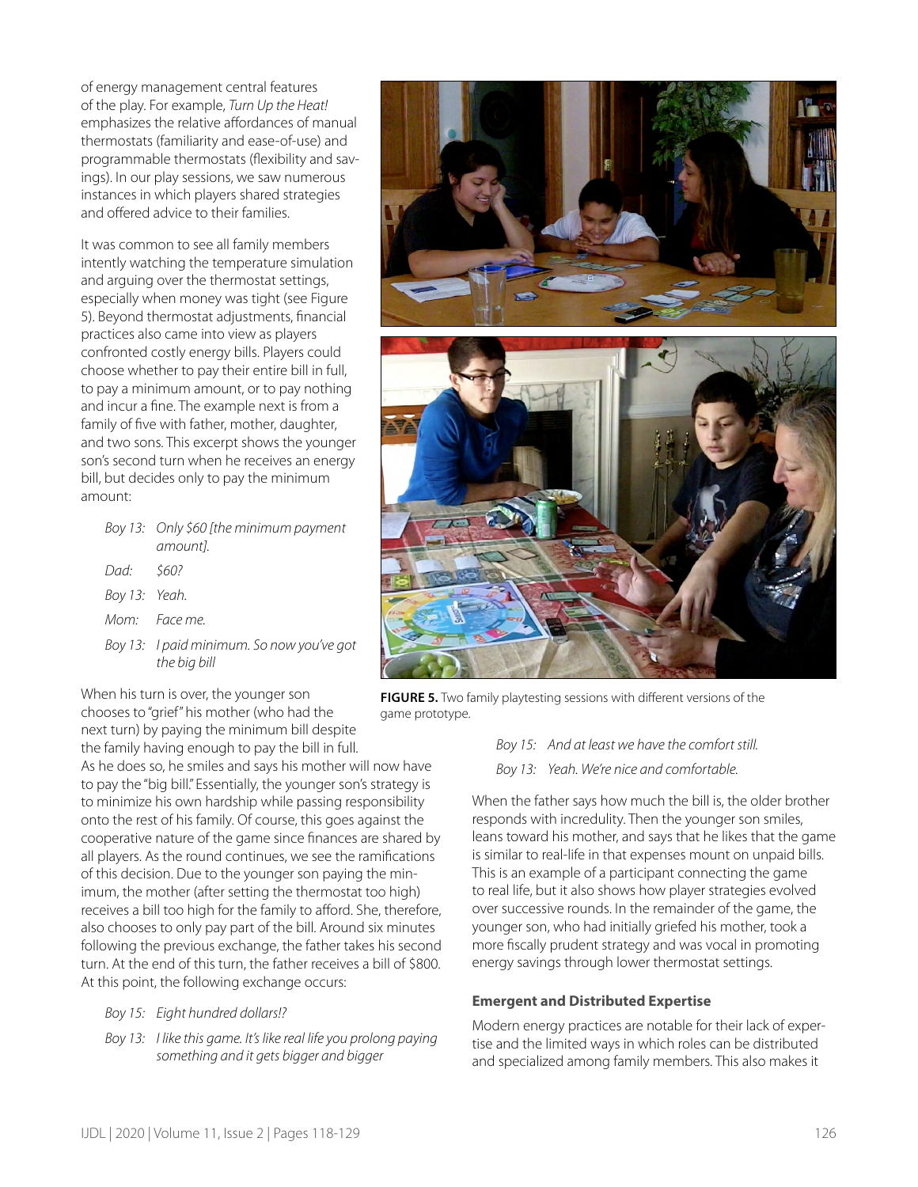of energy management central features of the play. For example, *Turn Up the Heat!* emphasizes the relative affordances of manual thermostats (familiarity and ease-of-use) and programmable thermostats (flexibility and savings). In our play sessions, we saw numerous instances in which players shared strategies and offered advice to their families.

It was common to see all family members intently watching the temperature simulation and arguing over the thermostat settings, especially when money was tight (see Figure 5). Beyond thermostat adjustments, financial practices also came into view as players confronted costly energy bills. Players could choose whether to pay their entire bill in full, to pay a minimum amount, or to pay nothing and incur a fine. The example next is from a family of five with father, mother, daughter, and two sons. This excerpt shows the younger son's second turn when he receives an energy bill, but decides only to pay the minimum amount:

> *Boy 13:* *Only $60 [the minimum payment amount].*
>
> *Dad:* *$60?*
>
> *Boy 13:* *Yeah.*
>
> *Mom:* *Face me.*
>
> *Boy 13:* *I paid minimum. So now you've got the big bill*

When his turn is over, the younger son chooses to "grief" his mother (who had the next turn) by paying the minimum bill despite the family having enough to pay the bill in full. As he does so, he smiles and says his mother will now have to pay the "big bill." Essentially, the younger son's strategy is to minimize his own hardship while passing responsibility onto the rest of his family. Of course, this goes against the cooperative nature of the game since finances are shared by all players. As the round continues, we see the ramifications of this decision. Due to the younger son paying the minimum, the mother (after setting the thermostat too high) receives a bill too high for the family to afford. She, therefore, also chooses to only pay part of the bill. Around six minutes following the previous exchange, the father takes his second turn. At the end of this turn, the father receives a bill of $800. At this point, the following exchange occurs:

> *Boy 15:* *Eight hundred dollars!?*
>
> *Boy 13:* *I like this game. It's like real life you prolong paying something and it gets bigger and bigger*
>
> *Boy 15:* *And at least we have the comfort still.*
>
> *Boy 13:* *Yeah. We're nice and comfortable.*

**FIGURE 5.** Two family playtesting sessions with different versions of the game prototype.

When the father says how much the bill is, the older brother responds with incredulity. Then the younger son smiles, leans toward his mother, and says that he likes that the game is similar to real-life in that expenses mount on unpaid bills. This is an example of a participant connecting the game to real life, but it also shows how player strategies evolved over successive rounds. In the remainder of the game, the younger son, who had initially griefed his mother, took a more fiscally prudent strategy and was vocal in promoting energy savings through lower thermostat settings.

### Emergent and Distributed Expertise

Modern energy practices are notable for their lack of expertise and the limited ways in which roles can be distributed and specialized among family members. This also makes it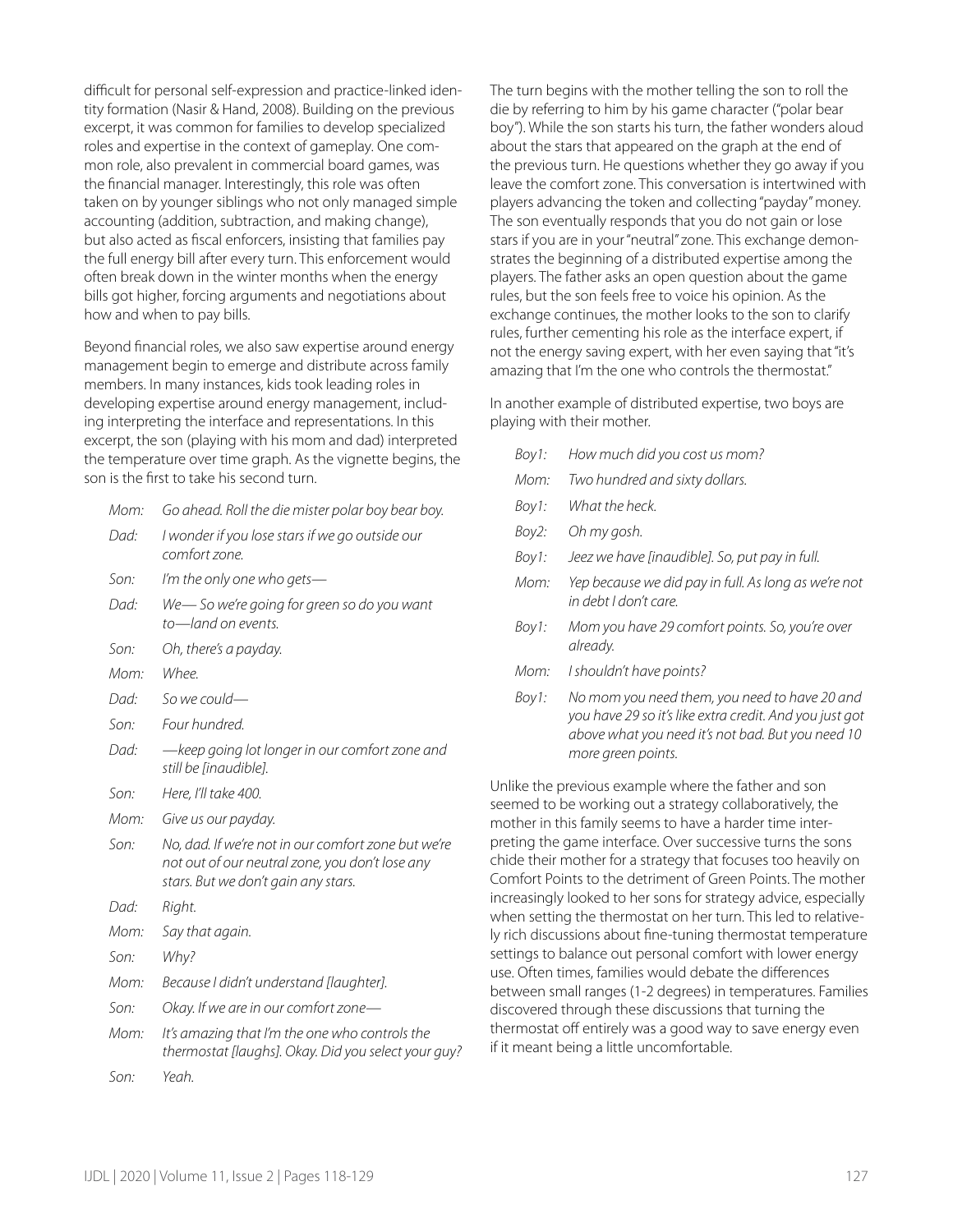difficult for personal self-expression and practice-linked identity formation (Nasir & Hand, 2008). Building on the previous excerpt, it was common for families to develop specialized roles and expertise in the context of gameplay. One common role, also prevalent in commercial board games, was the financial manager. Interestingly, this role was often taken on by younger siblings who not only managed simple accounting (addition, subtraction, and making change), but also acted as fiscal enforcers, insisting that families pay the full energy bill after every turn. This enforcement would often break down in the winter months when the energy bills got higher, forcing arguments and negotiations about how and when to pay bills.

Beyond financial roles, we also saw expertise around energy management begin to emerge and distribute across family members. In many instances, kids took leading roles in developing expertise around energy management, including interpreting the interface and representations. In this excerpt, the son (playing with his mom and dad) interpreted the temperature over time graph. As the vignette begins, the son is the first to take his second turn.

*Mom:* *Go ahead. Roll the die mister polar boy bear boy.*

*Dad:* *I wonder if you lose stars if we go outside our comfort zone.*

*Son:* *I'm the only one who gets—*

*Dad:* *We— So we're going for green so do you want to—land on events.*

*Son:* *Oh, there's a payday.*

*Mom:* *Whee.*

*Dad:* *So we could—*

*Son:* *Four hundred.*

*Dad:* *—keep going lot longer in our comfort zone and still be [inaudible].*

*Son:* *Here, I'll take 400.*

*Mom:* *Give us our payday.*

*Son:* *No, dad. If we're not in our comfort zone but we're not out of our neutral zone, you don't lose any stars. But we don't gain any stars.*

*Dad:* *Right.*

*Mom:* *Say that again.*

*Son:* *Why?*

*Mom:* *Because I didn't understand [laughter].*

*Son:* *Okay. If we are in our comfort zone—*

*Mom:* *It's amazing that I'm the one who controls the thermostat [laughs]. Okay. Did you select your guy?*

*Son:* *Yeah.*

The turn begins with the mother telling the son to roll the die by referring to him by his game character ("polar bear boy"). While the son starts his turn, the father wonders aloud about the stars that appeared on the graph at the end of the previous turn. He questions whether they go away if you leave the comfort zone. This conversation is intertwined with players advancing the token and collecting "payday" money. The son eventually responds that you do not gain or lose stars if you are in your "neutral" zone. This exchange demonstrates the beginning of a distributed expertise among the players. The father asks an open question about the game rules, but the son feels free to voice his opinion. As the exchange continues, the mother looks to the son to clarify rules, further cementing his role as the interface expert, if not the energy saving expert, with her even saying that "it's amazing that I'm the one who controls the thermostat."

In another example of distributed expertise, two boys are playing with their mother.

*Boy1:* *How much did you cost us mom?*

*Mom:* *Two hundred and sixty dollars.*

*Boy1:* *What the heck.*

*Boy2:* *Oh my gosh.*

*Boy1:* *Jeez we have [inaudible]. So, put pay in full.*

*Mom:* *Yep because we did pay in full. As long as we're not in debt I don't care.*

*Boy1:* *Mom you have 29 comfort points. So, you're over already.*

*Mom:* *I shouldn't have points?*

*Boy1:* *No mom you need them, you need to have 20 and you have 29 so it's like extra credit. And you just got above what you need it's not bad. But you need 10 more green points.*

Unlike the previous example where the father and son seemed to be working out a strategy collaboratively, the mother in this family seems to have a harder time interpreting the game interface. Over successive turns the sons chide their mother for a strategy that focuses too heavily on Comfort Points to the detriment of Green Points. The mother increasingly looked to her sons for strategy advice, especially when setting the thermostat on her turn. This led to relatively rich discussions about fine-tuning thermostat temperature settings to balance out personal comfort with lower energy use. Often times, families would debate the differences between small ranges (1-2 degrees) in temperatures. Families discovered through these discussions that turning the thermostat off entirely was a good way to save energy even if it meant being a little uncomfortable.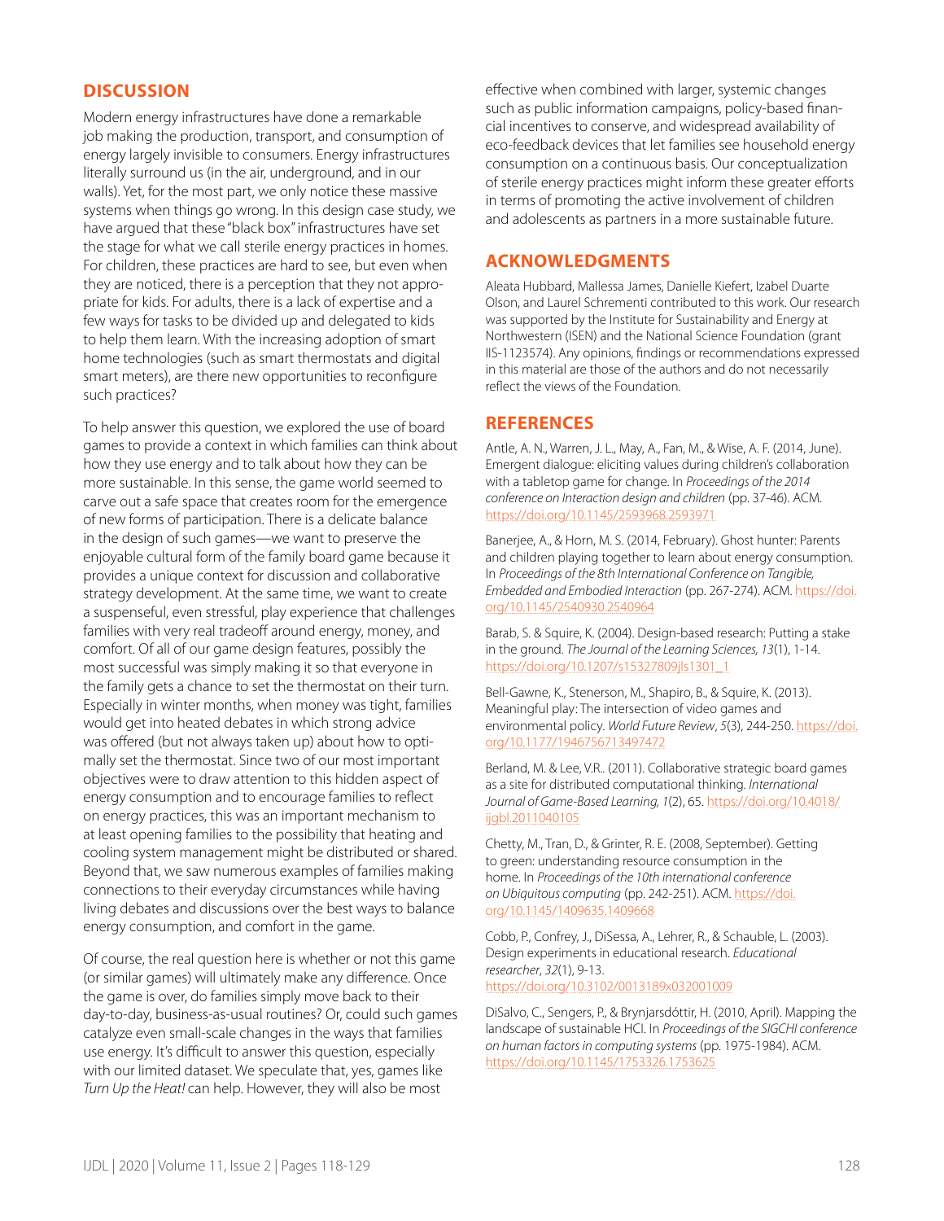## DISCUSSION

Modern energy infrastructures have done a remarkable job making the production, transport, and consumption of energy largely invisible to consumers. Energy infrastructures literally surround us (in the air, underground, and in our walls). Yet, for the most part, we only notice these massive systems when things go wrong. In this design case study, we have argued that these "black box" infrastructures have set the stage for what we call sterile energy practices in homes. For children, these practices are hard to see, but even when they are noticed, there is a perception that they not appropriate for kids. For adults, there is a lack of expertise and a few ways for tasks to be divided up and delegated to kids to help them learn. With the increasing adoption of smart home technologies (such as smart thermostats and digital smart meters), are there new opportunities to reconfigure such practices?

To help answer this question, we explored the use of board games to provide a context in which families can think about how they use energy and to talk about how they can be more sustainable. In this sense, the game world seemed to carve out a safe space that creates room for the emergence of new forms of participation. There is a delicate balance in the design of such games—we want to preserve the enjoyable cultural form of the family board game because it provides a unique context for discussion and collaborative strategy development. At the same time, we want to create a suspenseful, even stressful, play experience that challenges families with very real tradeoff around energy, money, and comfort. Of all of our game design features, possibly the most successful was simply making it so that everyone in the family gets a chance to set the thermostat on their turn. Especially in winter months, when money was tight, families would get into heated debates in which strong advice was offered (but not always taken up) about how to optimally set the thermostat. Since two of our most important objectives were to draw attention to this hidden aspect of energy consumption and to encourage families to reflect on energy practices, this was an important mechanism to at least opening families to the possibility that heating and cooling system management might be distributed or shared. Beyond that, we saw numerous examples of families making connections to their everyday circumstances while having living debates and discussions over the best ways to balance energy consumption, and comfort in the game.

Of course, the real question here is whether or not this game (or similar games) will ultimately make any difference. Once the game is over, do families simply move back to their day-to-day, business-as-usual routines? Or, could such games catalyze even small-scale changes in the ways that families use energy. It's difficult to answer this question, especially with our limited dataset. We speculate that, yes, games like *Turn Up the Heat!* can help. However, they will also be most effective when combined with larger, systemic changes such as public information campaigns, policy-based financial incentives to conserve, and widespread availability of eco-feedback devices that let families see household energy consumption on a continuous basis. Our conceptualization of sterile energy practices might inform these greater efforts in terms of promoting the active involvement of children and adolescents as partners in a more sustainable future.

## ACKNOWLEDGMENTS

Aleata Hubbard, Mallessa James, Danielle Kiefert, Izabel Duarte Olson, and Laurel Schrementi contributed to this work. Our research was supported by the Institute for Sustainability and Energy at Northwestern (ISEN) and the National Science Foundation (grant IIS-1123574). Any opinions, findings or recommendations expressed in this material are those of the authors and do not necessarily reflect the views of the Foundation.

## REFERENCES

Antle, A. N., Warren, J. L., May, A., Fan, M., & Wise, A. F. (2014, June). Emergent dialogue: eliciting values during children's collaboration with a tabletop game for change. In *Proceedings of the 2014 conference on Interaction design and children* (pp. 37-46). ACM. https://doi.org/10.1145/2593968.2593971

Banerjee, A., & Horn, M. S. (2014, February). Ghost hunter: Parents and children playing together to learn about energy consumption. In *Proceedings of the 8th International Conference on Tangible, Embedded and Embodied Interaction* (pp. 267-274). ACM. https://doi.org/10.1145/2540930.2540964

Barab, S. & Squire, K. (2004). Design-based research: Putting a stake in the ground. *The Journal of the Learning Sciences, 13*(1), 1-14. https://doi.org/10.1207/s15327809jls1301_1

Bell-Gawne, K., Stenerson, M., Shapiro, B., & Squire, K. (2013). Meaningful play: The intersection of video games and environmental policy. *World Future Review*, *5*(3), 244-250. https://doi.org/10.1177/1946756713497472

Berland, M. & Lee, V.R.. (2011). Collaborative strategic board games as a site for distributed computational thinking. *International Journal of Game-Based Learning, 1*(2), 65. https://doi.org/10.4018/ijgbl.2011040105

Chetty, M., Tran, D., & Grinter, R. E. (2008, September). Getting to green: understanding resource consumption in the home. In *Proceedings of the 10th international conference on Ubiquitous computing* (pp. 242-251). ACM. https://doi.org/10.1145/1409635.1409668

Cobb, P., Confrey, J., DiSessa, A., Lehrer, R., & Schauble, L. (2003). Design experiments in educational research. *Educational researcher*, *32*(1), 9-13. https://doi.org/10.3102/0013189x032001009

DiSalvo, C., Sengers, P., & Brynjarsdóttir, H. (2010, April). Mapping the landscape of sustainable HCI. In *Proceedings of the SIGCHI conference on human factors in computing systems* (pp. 1975-1984). ACM. https://doi.org/10.1145/1753326.1753625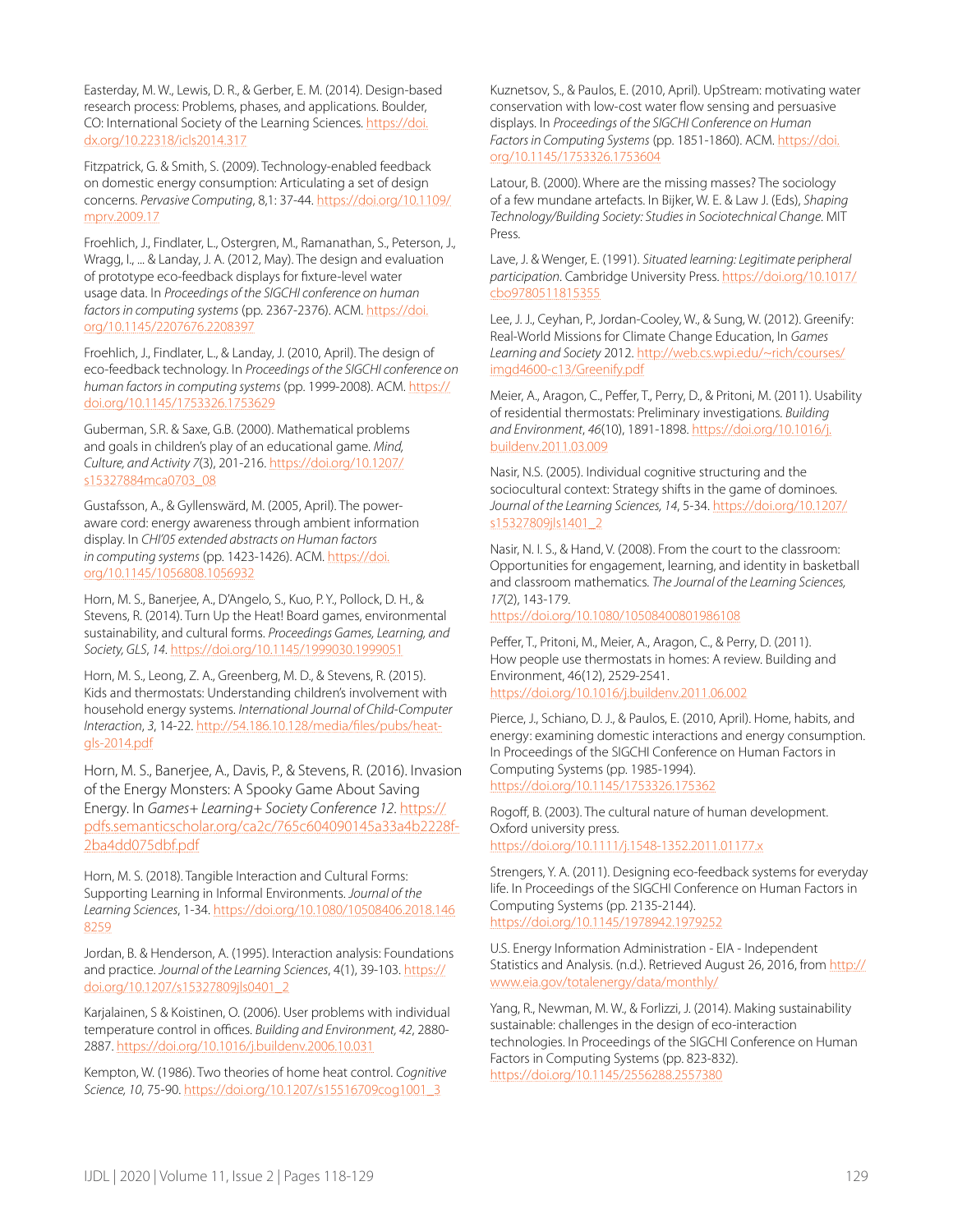Easterday, M. W., Lewis, D. R., & Gerber, E. M. (2014). Design-based research process: Problems, phases, and applications. Boulder, CO: International Society of the Learning Sciences. https://doi.dx.org/10.22318/icls2014.317

Fitzpatrick, G. & Smith, S. (2009). Technology-enabled feedback on domestic energy consumption: Articulating a set of design concerns. *Pervasive Computing*, 8,1: 37-44. https://doi.org/10.1109/mprv.2009.17

Froehlich, J., Findlater, L., Ostergren, M., Ramanathan, S., Peterson, J., Wragg, I., ... & Landay, J. A. (2012, May). The design and evaluation of prototype eco-feedback displays for fixture-level water usage data. In *Proceedings of the SIGCHI conference on human factors in computing systems* (pp. 2367-2376). ACM. https://doi.org/10.1145/2207676.2208397

Froehlich, J., Findlater, L., & Landay, J. (2010, April). The design of eco-feedback technology. In *Proceedings of the SIGCHI conference on human factors in computing systems* (pp. 1999-2008). ACM. https://doi.org/10.1145/1753326.1753629

Guberman, S.R. & Saxe, G.B. (2000). Mathematical problems and goals in children's play of an educational game. *Mind, Culture, and Activity 7*(3), 201-216. https://doi.org/10.1207/s15327884mca0703_08

Gustafsson, A., & Gyllenswärd, M. (2005, April). The power-aware cord: energy awareness through ambient information display. In *CHI'05 extended abstracts on Human factors in computing systems* (pp. 1423-1426). ACM. https://doi.org/10.1145/1056808.1056932

Horn, M. S., Banerjee, A., D'Angelo, S., Kuo, P. Y., Pollock, D. H., & Stevens, R. (2014). Turn Up the Heat! Board games, environmental sustainability, and cultural forms. *Proceedings Games, Learning, and Society, GLS, 14*. https://doi.org/10.1145/1999030.1999051

Horn, M. S., Leong, Z. A., Greenberg, M. D., & Stevens, R. (2015). Kids and thermostats: Understanding children's involvement with household energy systems. *International Journal of Child-Computer Interaction*, *3*, 14-22. http://54.186.10.128/media/files/pubs/heat-gls-2014.pdf

Horn, M. S., Banerjee, A., Davis, P., & Stevens, R. (2016). Invasion of the Energy Monsters: A Spooky Game About Saving Energy. In *Games+ Learning+ Society Conference 12*. https://pdfs.semanticscholar.org/ca2c/765c604090145a33a4b2228f-2ba4dd075dbf.pdf

Horn, M. S. (2018). Tangible Interaction and Cultural Forms: Supporting Learning in Informal Environments. *Journal of the Learning Sciences*, 1-34. https://doi.org/10.1080/10508406.2018.1468259

Jordan, B. & Henderson, A. (1995). Interaction analysis: Foundations and practice. *Journal of the Learning Sciences*, 4(1), 39-103. https://doi.org/10.1207/s15327809jls0401_2

Karjalainen, S & Koistinen, O. (2006). User problems with individual temperature control in offices. *Building and Environment, 42*, 2880-2887. https://doi.org/10.1016/j.buildenv.2006.10.031

Kempton, W. (1986). Two theories of home heat control. *Cognitive Science, 10*, 75-90. https://doi.org/10.1207/s15516709cog1001_3

Kuznetsov, S., & Paulos, E. (2010, April). UpStream: motivating water conservation with low-cost water flow sensing and persuasive displays. In *Proceedings of the SIGCHI Conference on Human Factors in Computing Systems* (pp. 1851-1860). ACM. https://doi.org/10.1145/1753326.1753604

Latour, B. (2000). Where are the missing masses? The sociology of a few mundane artefacts. In Bijker, W. E. & Law J. (Eds), *Shaping Technology/Building Society: Studies in Sociotechnical Change.* MIT Press.

Lave, J. & Wenger, E. (1991). *Situated learning: Legitimate peripheral participation*. Cambridge University Press. https://doi.org/10.1017/cbo9780511815355

Lee, J. J., Ceyhan, P., Jordan-Cooley, W., & Sung, W. (2012). Greenify: Real-World Missions for Climate Change Education, In *Games Learning and Society* 2012. http://web.cs.wpi.edu/~rich/courses/imgd4600-c13/Greenify.pdf

Meier, A., Aragon, C., Peffer, T., Perry, D., & Pritoni, M. (2011). Usability of residential thermostats: Preliminary investigations. *Building and Environment*, *46*(10), 1891-1898. https://doi.org/10.1016/j.buildenv.2011.03.009

Nasir, N.S. (2005). Individual cognitive structuring and the sociocultural context: Strategy shifts in the game of dominoes. *Journal of the Learning Sciences, 14*, 5-34. https://doi.org/10.1207/s15327809jls1401_2

Nasir, N. I. S., & Hand, V. (2008). From the court to the classroom: Opportunities for engagement, learning, and identity in basketball and classroom mathematics. *The Journal of the Learning Sciences, 17*(2), 143-179. https://doi.org/10.1080/10508400801986108

Peffer, T., Pritoni, M., Meier, A., Aragon, C., & Perry, D. (2011). How people use thermostats in homes: A review. Building and Environment, 46(12), 2529-2541. https://doi.org/10.1016/j.buildenv.2011.06.002

Pierce, J., Schiano, D. J., & Paulos, E. (2010, April). Home, habits, and energy: examining domestic interactions and energy consumption. In Proceedings of the SIGCHI Conference on Human Factors in Computing Systems (pp. 1985-1994). https://doi.org/10.1145/1753326.175362

Rogoff, B. (2003). The cultural nature of human development. Oxford university press. https://doi.org/10.1111/j.1548-1352.2011.01177.x

Strengers, Y. A. (2011). Designing eco-feedback systems for everyday life. In Proceedings of the SIGCHI Conference on Human Factors in Computing Systems (pp. 2135-2144). https://doi.org/10.1145/1978942.1979252

U.S. Energy Information Administration - EIA - Independent Statistics and Analysis. (n.d.). Retrieved August 26, 2016, from http://www.eia.gov/totalenergy/data/monthly/

Yang, R., Newman, M. W., & Forlizzi, J. (2014). Making sustainability sustainable: challenges in the design of eco-interaction technologies. In Proceedings of the SIGCHI Conference on Human Factors in Computing Systems (pp. 823-832). https://doi.org/10.1145/2556288.2557380